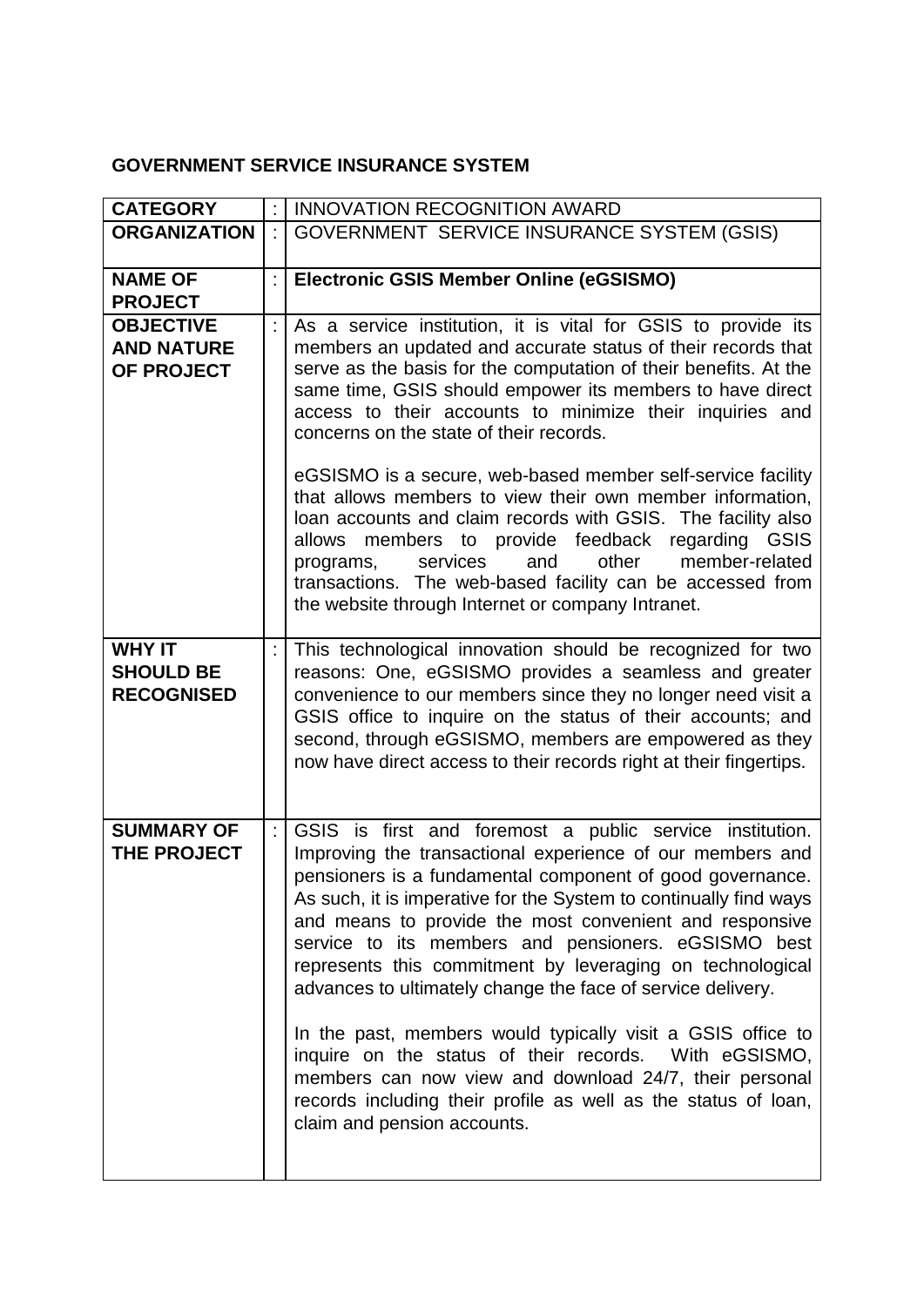**GOVERNMENT SERVICE INSURANCE SYSTEM**

| | | |
|---|---|---|
| **CATEGORY** | : | INNOVATION RECOGNITION AWARD |
| **ORGANIZATION** | : | GOVERNMENT SERVICE INSURANCE SYSTEM (GSIS) |
| **NAME OF PROJECT** | : | **Electronic GSIS Member Online (eGSISMO)** |
| **OBJECTIVE AND NATURE OF PROJECT** | : | As a service institution, it is vital for GSIS to provide its members an updated and accurate status of their records that serve as the basis for the computation of their benefits. At the same time, GSIS should empower its members to have direct access to their accounts to minimize their inquiries and concerns on the state of their records.<br><br>eGSISMO is a secure, web-based member self-service facility that allows members to view their own member information, loan accounts and claim records with GSIS. The facility also allows members to provide feedback regarding GSIS programs, services and other member-related transactions. The web-based facility can be accessed from the website through Internet or company Intranet. |
| **WHY IT SHOULD BE RECOGNISED** | : | This technological innovation should be recognized for two reasons: One, eGSISMO provides a seamless and greater convenience to our members since they no longer need visit a GSIS office to inquire on the status of their accounts; and second, through eGSISMO, members are empowered as they now have direct access to their records right at their fingertips. |
| **SUMMARY OF THE PROJECT** | : | GSIS is first and foremost a public service institution. Improving the transactional experience of our members and pensioners is a fundamental component of good governance. As such, it is imperative for the System to continually find ways and means to provide the most convenient and responsive service to its members and pensioners. eGSISMO best represents this commitment by leveraging on technological advances to ultimately change the face of service delivery.<br><br>In the past, members would typically visit a GSIS office to inquire on the status of their records. With eGSISMO, members can now view and download 24/7, their personal records including their profile as well as the status of loan, claim and pension accounts. |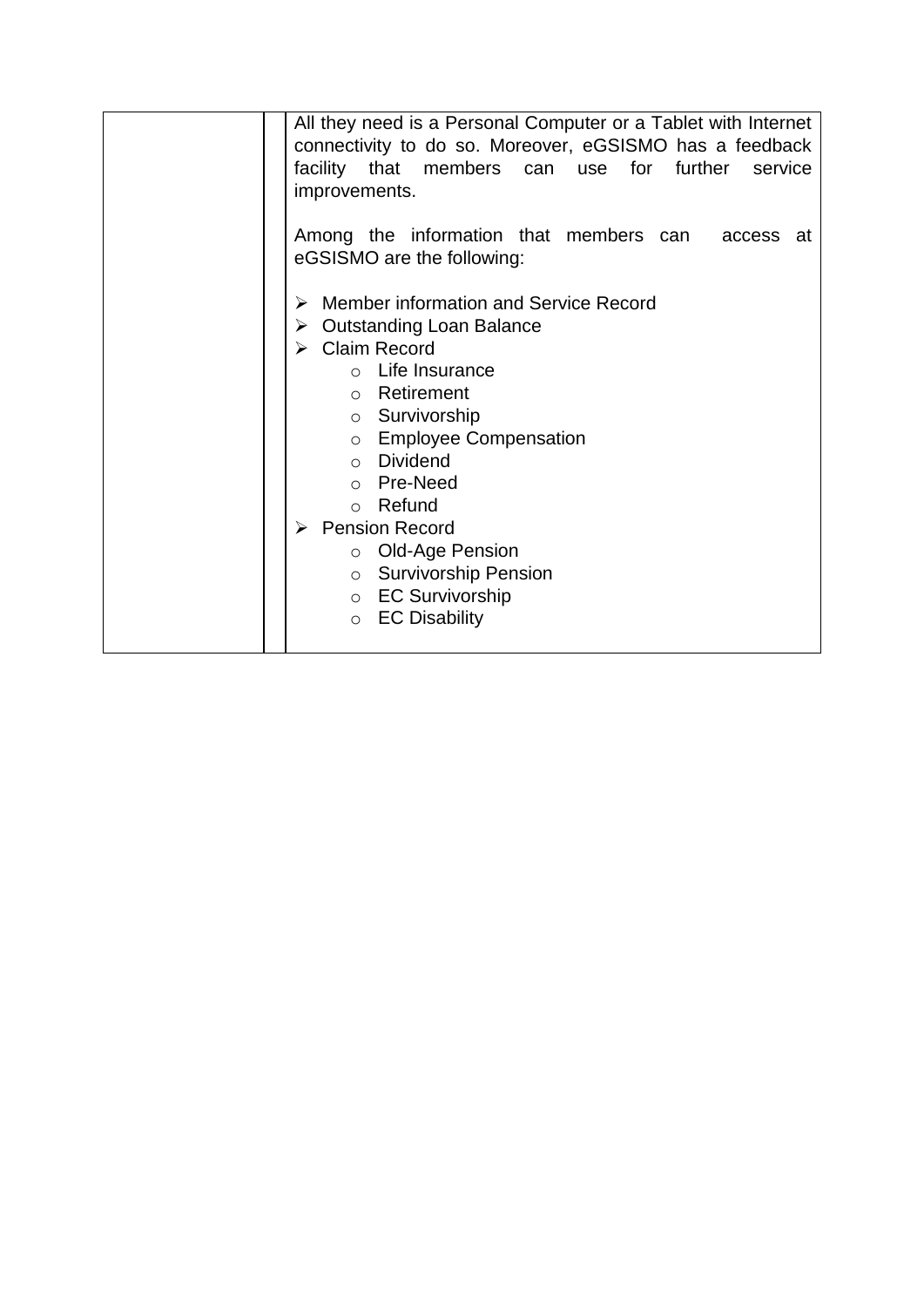All they need is a Personal Computer or a Tablet with Internet connectivity to do so. Moreover, eGSISMO has a feedback facility that members can use for further service improvements.

Among the information that members can access at eGSISMO are the following:

- Member information and Service Record
- Outstanding Loan Balance
- Claim Record
  - Life Insurance
  - Retirement
  - Survivorship
  - Employee Compensation
  - Dividend
  - Pre-Need
  - Refund
- Pension Record
  - Old-Age Pension
  - Survivorship Pension
  - EC Survivorship
  - EC Disability